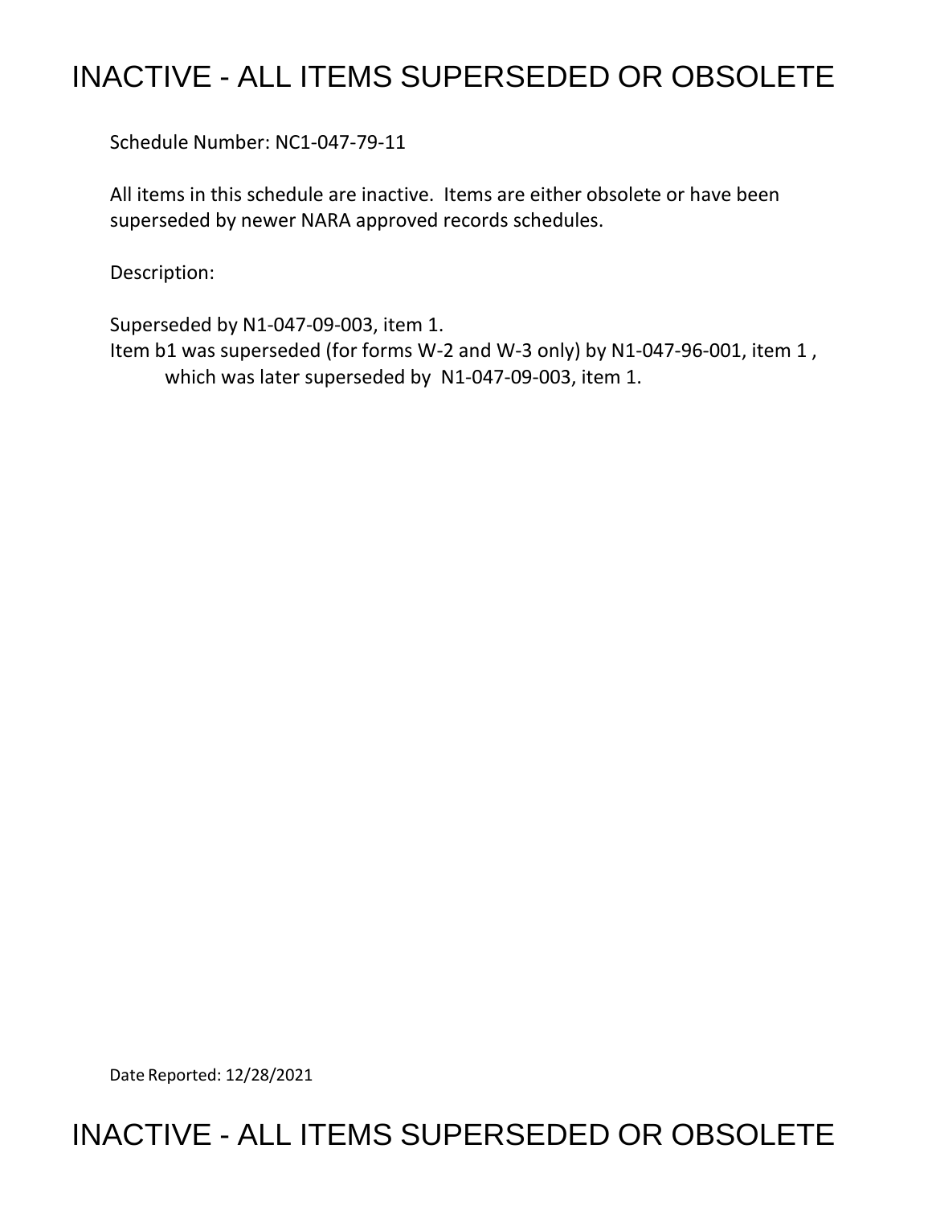# INACTIVE - ALL ITEMS SUPERSEDED OR OBSOLETE

Schedule Number: NC1-047-79-11

All items in this schedule are inactive. Items are either obsolete or have been superseded by newer NARA approved records schedules.

Description:

Superseded by N1-047-09-003, item 1.
Item b1 was superseded (for forms W-2 and W-3 only) by N1-047-96-001, item 1 , which was later superseded by N1-047-09-003, item 1.

Date Reported: 12/28/2021

# INACTIVE - ALL ITEMS SUPERSEDED OR OBSOLETE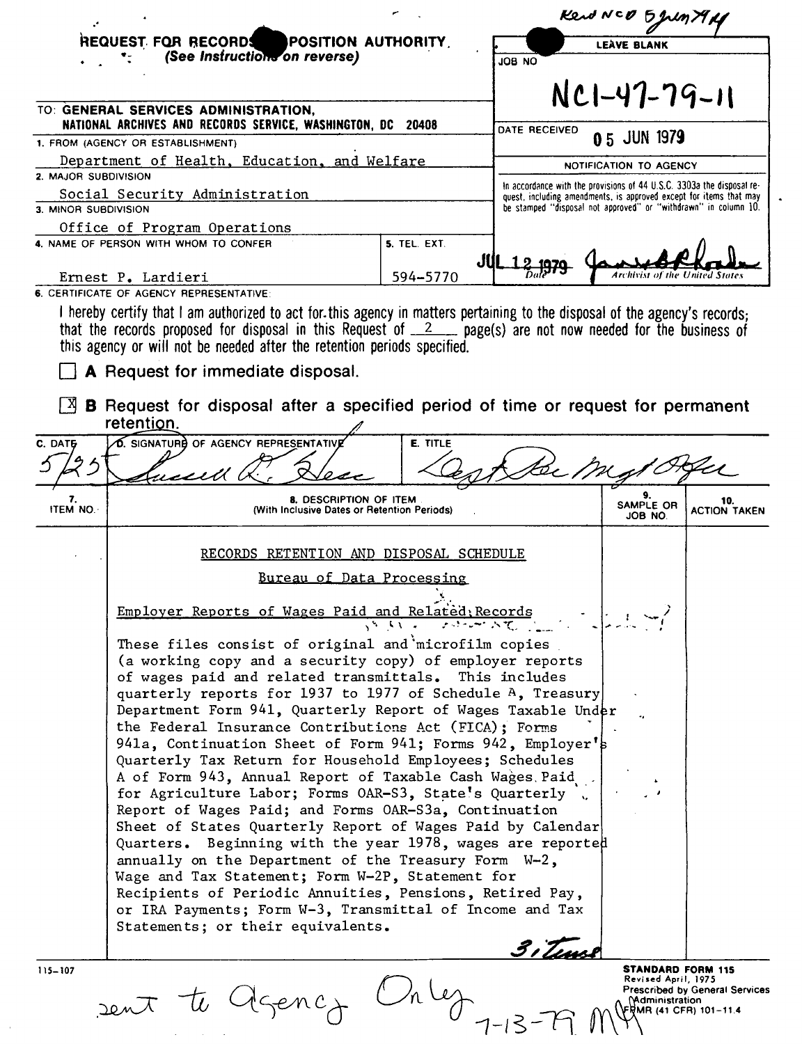Kend NCD 5 Jun 79

**REQUEST FOR RECORDS DISPOSITION AUTHORITY**
*(See Instructions on reverse)*

| | LEAVE BLANK |
|---|---|
| JOB NO | NC1-47-79-11 |
| DATE RECEIVED | 05 JUN 1979 |

TO: **GENERAL SERVICES ADMINISTRATION, NATIONAL ARCHIVES AND RECORDS SERVICE, WASHINGTON, DC 20408**

1. FROM (AGENCY OR ESTABLISHMENT)
Department of Health, Education, and Welfare

2. MAJOR SUBDIVISION
Social Security Administration

3. MINOR SUBDIVISION
Office of Program Operations

4. NAME OF PERSON WITH WHOM TO CONFER
Ernest P. Lardieri

5. TEL. EXT.
594-5770

NOTIFICATION TO AGENCY

In accordance with the provisions of 44 U.S.C. 3303a the disposal request, including amendments, is approved except for items that may be stamped "disposal not approved" or "withdrawn" in column 10.

JUL 12 1979 — Date — [signature] Archivist of the United States

6. CERTIFICATE OF AGENCY REPRESENTATIVE:

I hereby certify that I am authorized to act for this agency in matters pertaining to the disposal of the agency's records; that the records proposed for disposal in this Request of 2 page(s) are not now needed for the business of this agency or will not be needed after the retention periods specified.

☐ **A** Request for immediate disposal.

☒ **B** Request for disposal after a specified period of time or request for permanent retention.

| C. DATE | D. SIGNATURE OF AGENCY REPRESENTATIVE | E. TITLE |
|---|---|---|
| 5/25 | Russell R. Hess | Dept Rec Mgt Offr |

| 7. ITEM NO. | 8. DESCRIPTION OF ITEM (With Inclusive Dates or Retention Periods) | 9. SAMPLE OR JOB NO. | 10. ACTION TAKEN |
|---|---|---|---|
| | RECORDS RETENTION AND DISPOSAL SCHEDULE<br><br>Bureau of Data Processing<br><br>Employer Reports of Wages Paid and Related Records<br><br>These files consist of original and microfilm copies (a working copy and a security copy) of employer reports of wages paid and related transmittals. This includes quarterly reports for 1937 to 1977 of Schedule A, Treasury Department Form 941, Quarterly Report of Wages Taxable Under the Federal Insurance Contributions Act (FICA); Forms 941a, Continuation Sheet of Form 941; Forms 942, Employer's Quarterly Tax Return for Household Employees; Schedules A of Form 943, Annual Report of Taxable Cash Wages Paid for Agriculture Labor; Forms OAR-S3, State's Quarterly Report of Wages Paid; and Forms OAR-S3a, Continuation Sheet of States Quarterly Report of Wages Paid by Calendar Quarters. Beginning with the year 1978, wages are reported annually on the Department of the Treasury Form W-2, Wage and Tax Statement; Form W-2P, Statement for Recipients of Periodic Annuities, Pensions, Retired Pay, or IRA Payments; Form W-3, Transmittal of Income and Tax Statements; or their equivalents. | | |

3 items

115-107

**STANDARD FORM 115**
Revised April, 1975
Prescribed by General Services Administration
FPMR (41 CFR) 101-11.4

sent to agency Only 7-13-79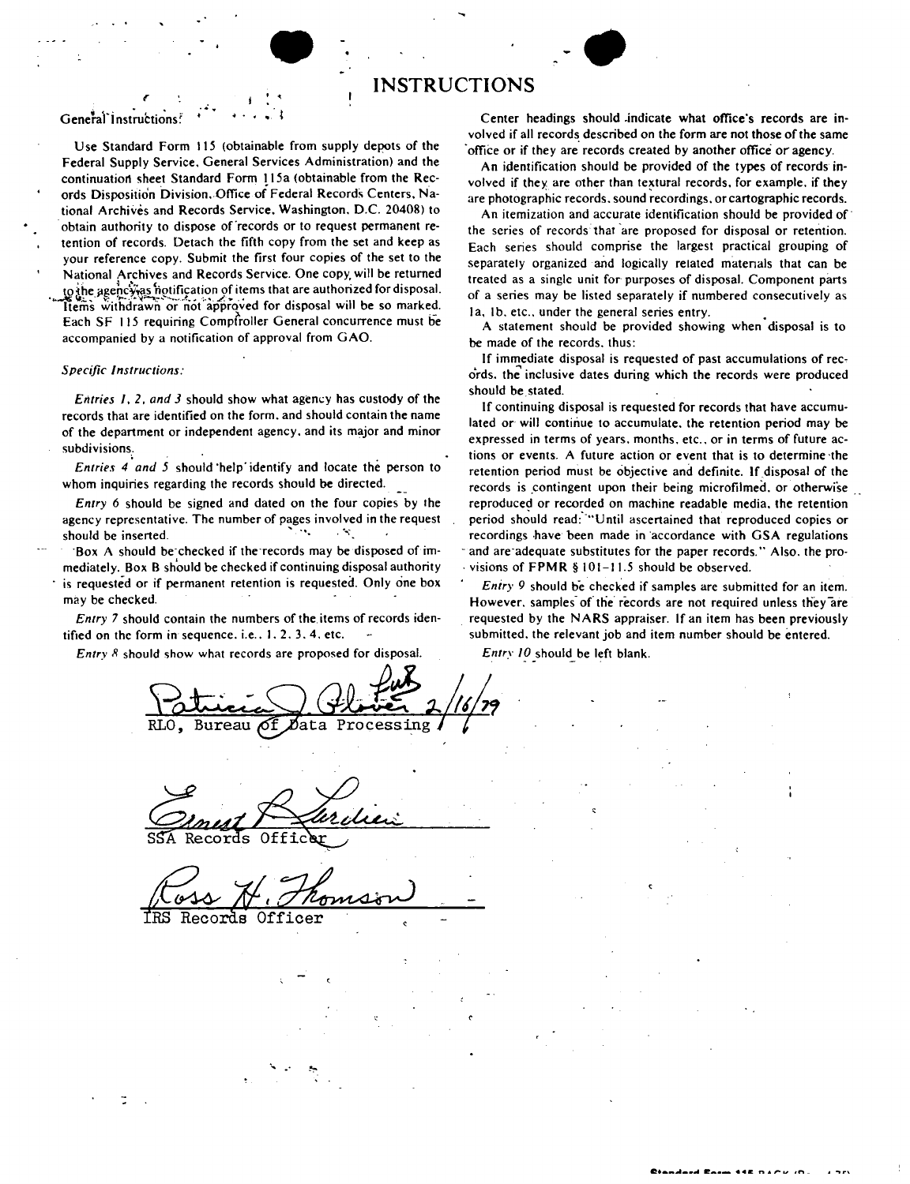# INSTRUCTIONS

**General Instructions:**

Use Standard Form 115 (obtainable from supply depots of the Federal Supply Service, General Services Administration) and the continuation sheet Standard Form 115a (obtainable from the Records Disposition Division, Office of Federal Records Centers, National Archives and Records Service, Washington, D.C. 20408) to obtain authority to dispose of records or to request permanent retention of records. Detach the fifth copy from the set and keep as your reference copy. Submit the first four copies of the set to the National Archives and Records Service. One copy will be returned to the agency as notification of items that are authorized for disposal. Items withdrawn or not approved for disposal will be so marked. Each SF 115 requiring Comptroller General concurrence must be accompanied by a notification of approval from GAO.

*Specific Instructions:*

*Entries 1, 2, and 3* should show what agency has custody of the records that are identified on the form, and should contain the name of the department or independent agency, and its major and minor subdivisions.

*Entries 4 and 5* should help identify and locate the person to whom inquiries regarding the records should be directed.

*Entry 6* should be signed and dated on the four copies by the agency representative. The number of pages involved in the request should be inserted.

Box A should be checked if the records may be disposed of immediately. Box B should be checked if continuing disposal authority is requested or if permanent retention is requested. Only one box may be checked.

*Entry 7* should contain the numbers of the items of records identified on the form in sequence, i.e., 1, 2, 3, 4, etc.

*Entry 8* should show what records are proposed for disposal.

Center headings should indicate what office's records are involved if all records described on the form are not those of the same office or if they are records created by another office or agency.

An identification should be provided of the types of records involved if they are other than textural records, for example, if they are photographic records, sound recordings, or cartographic records.

An itemization and accurate identification should be provided of the series of records that are proposed for disposal or retention. Each series should comprise the largest practical grouping of separately organized and logically related materials that can be treated as a single unit for purposes of disposal. Component parts of a series may be listed separately if numbered consecutively as 1a, 1b, etc., under the general series entry.

A statement should be provided showing when disposal is to be made of the records, thus:

If immediate disposal is requested of past accumulations of records, the inclusive dates during which the records were produced should be stated.

If continuing disposal is requested for records that have accumulated or will continue to accumulate, the retention period may be expressed in terms of years, months, etc., or in terms of future actions or events. A future action or event that is to determine the retention period must be objective and definite. If disposal of the records is contingent upon their being microfilmed, or otherwise reproduced or recorded on machine readable media, the retention period should read: "Until ascertained that reproduced copies or recordings have been made in accordance with GSA regulations and are adequate substitutes for the paper records." Also, the provisions of FPMR § 101-11.5 should be observed.

*Entry 9* should be checked if samples are submitted for an item. However, samples of the records are not required unless they are requested by the NARS appraiser. If an item has been previously submitted, the relevant job and item number should be entered.

*Entry 10* should be left blank.

Patricia J. Glover 2/16/79
RLO, Bureau of Data Processing

Ernest P. Lardieri
SSA Records Officer

Ross H. Thomson
IRS Records Officer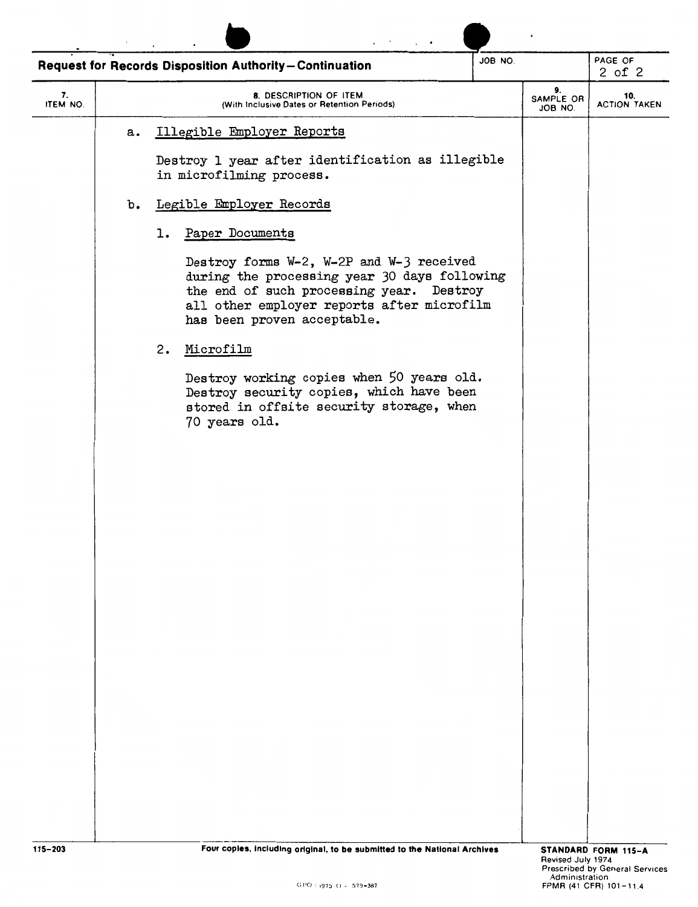**Request for Records Disposition Authority—Continuation**

JOB NO.

PAGE OF 2 of 2

| 7. ITEM NO. | 8. DESCRIPTION OF ITEM (With Inclusive Dates or Retention Periods) | 9. SAMPLE OR JOB NO. | 10. ACTION TAKEN |
|---|---|---|---|
| | a. Illegible Employer Reports | | |
| | Destroy 1 year after identification as illegible in microfilming process. | | |
| | b. Legible Employer Records | | |
| | 1. Paper Documents | | |
| | Destroy forms W-2, W-2P and W-3 received during the processing year 30 days following the end of such processing year. Destroy all other employer reports after microfilm has been proven acceptable. | | |
| | 2. Microfilm | | |
| | Destroy working copies when 50 years old. Destroy security copies, which have been stored in offsite security storage, when 70 years old. | | |

115-203

Four copies, including original, to be submitted to the National Archives

STANDARD FORM 115-A
Revised July 1974
Prescribed by General Services Administration
FPMR (41 CFR) 101-11.4

GPO : 1975 O - 579-387